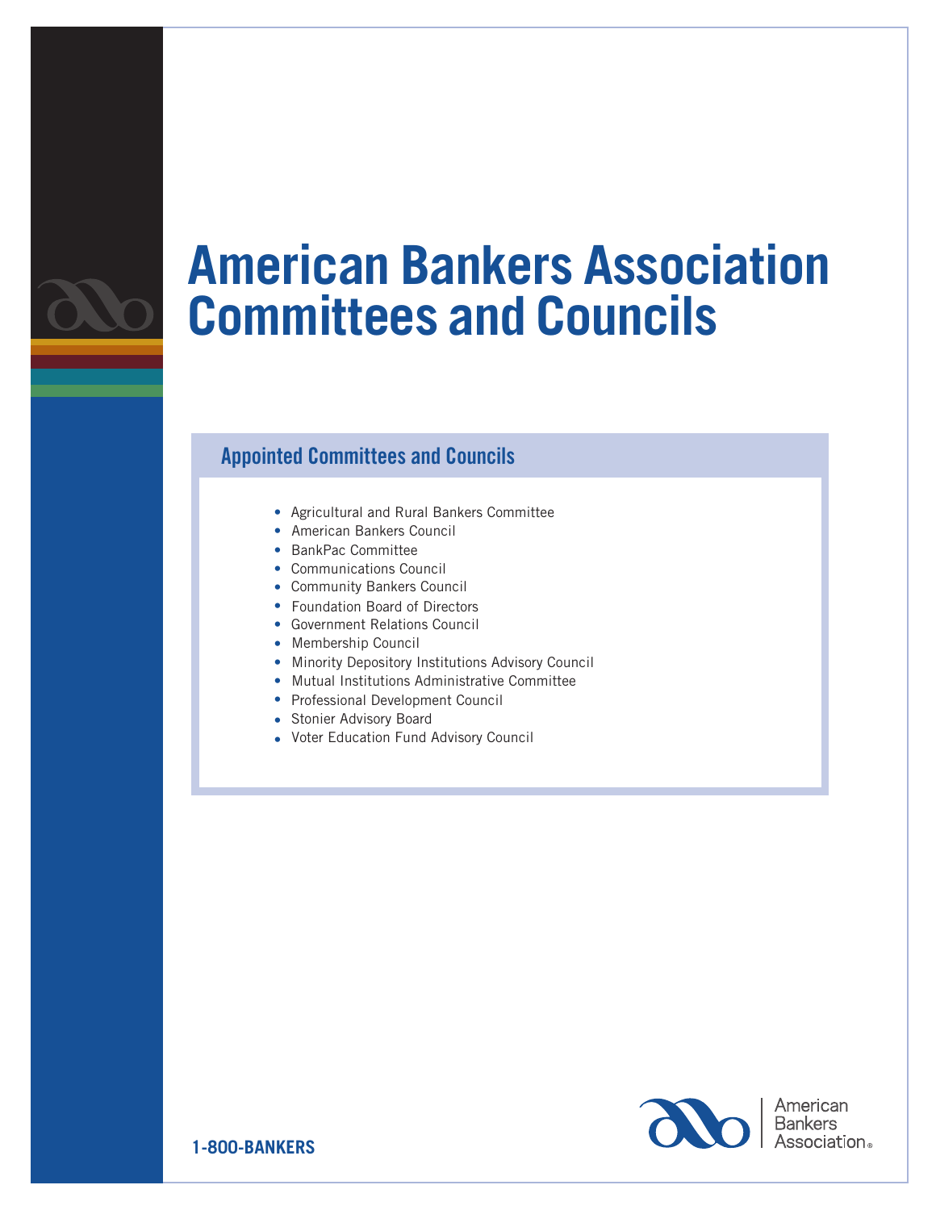# American Bankers Association Committees and Councils

## Appointed Committees and Councils

- Agricultural and Rural Bankers Committee
- American Bankers Council
- BankPac Committee
- Communications Council
- Community Bankers Council
- Foundation Board of Directors
- Government Relations Council
- Membership Council
- Minority Depository Institutions Advisory Council
- Mutual Institutions Administrative Committee
- Professional Development Council
- Stonier Advisory Board
- Voter Education Fund Advisory Council

**1-800-BANKERS**

American Bankers Association®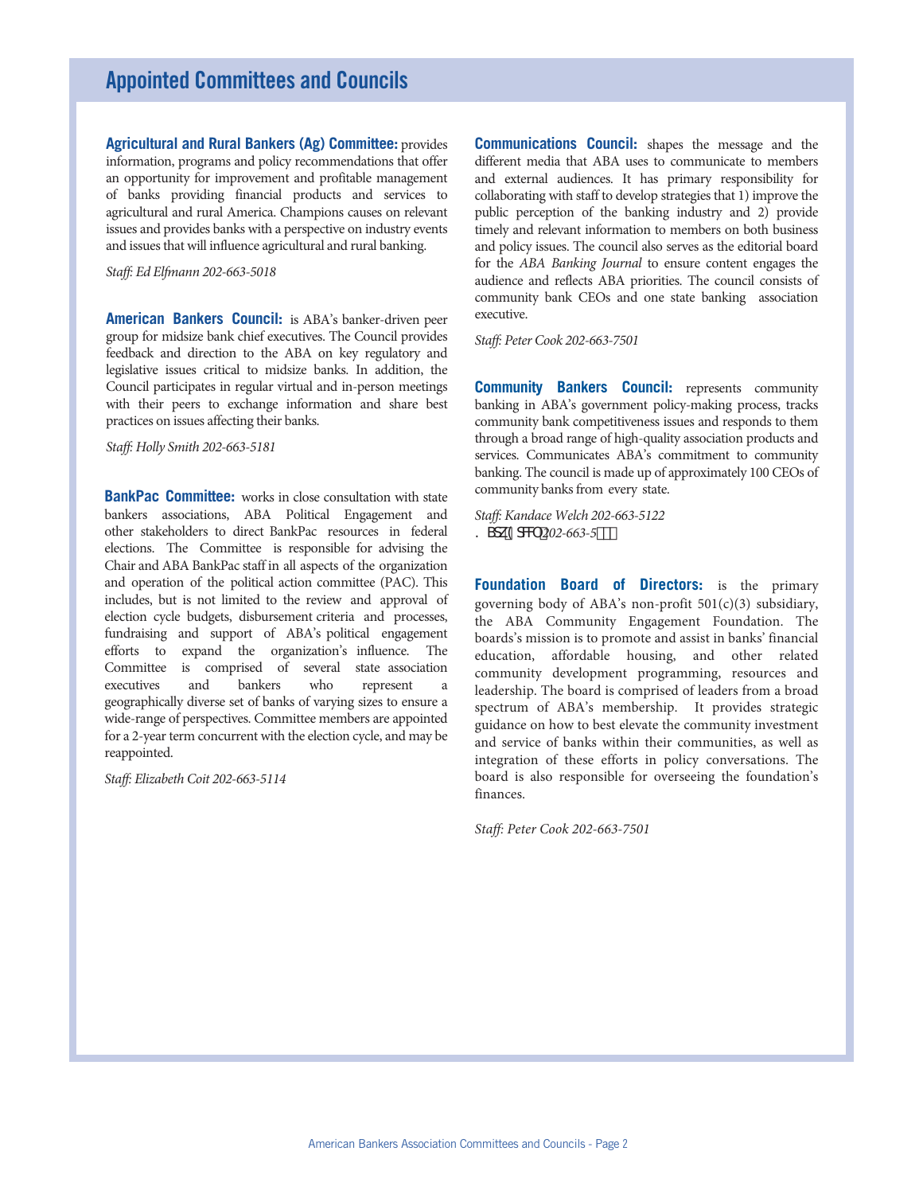## Appointed Committees and Councils

**Agricultural and Rural Bankers (Ag) Committee:** provides information, programs and policy recommendations that offer an opportunity for improvement and profitable management of banks providing financial products and services to agricultural and rural America. Champions causes on relevant issues and provides banks with a perspective on industry events and issues that will influence agricultural and rural banking.

*Staff: Ed Elfmann 202-663-5018*

**American Bankers Council:** is ABA's banker-driven peer group for midsize bank chief executives. The Council provides feedback and direction to the ABA on key regulatory and legislative issues critical to midsize banks. In addition, the Council participates in regular virtual and in-person meetings with their peers to exchange information and share best practices on issues affecting their banks.

*Staff: Holly Smith 202-663-5181*

**BankPac Committee:** works in close consultation with state bankers associations, ABA Political Engagement and other stakeholders to direct BankPac resources in federal elections. The Committee is responsible for advising the Chair and ABA BankPac staff in all aspects of the organization and operation of the political action committee (PAC). This includes, but is not limited to the review and approval of election cycle budgets, disbursement criteria and processes, fundraising and support of ABA's political engagement efforts to expand the organization's influence. The Committee is comprised of several state association executives and bankers who represent a geographically diverse set of banks of varying sizes to ensure a wide-range of perspectives. Committee members are appointed for a 2-year term concurrent with the election cycle, and may be reappointed.

*Staff: Elizabeth Coit 202-663-5114*

**Communications Council:** shapes the message and the different media that ABA uses to communicate to members and external audiences. It has primary responsibility for collaborating with staff to develop strategies that 1) improve the public perception of the banking industry and 2) provide timely and relevant information to members on both business and policy issues. The council also serves as the editorial board for the *ABA Banking Journal* to ensure content engages the audience and reflects ABA priorities. The council consists of community bank CEOs and one state banking association executive.

*Staff: Peter Cook 202-663-7501*

**Community Bankers Council:** represents community banking in ABA's government policy-making process, tracks community bank competitiveness issues and responds to them through a broad range of high-quality association products and services. Communicates ABA's commitment to community banking. The council is made up of approximately 100 CEOs of community banks from every state.

*Staff: Kandace Welch 202-663-5122*
*Mary Green 202-663-5*

**Foundation Board of Directors:** is the primary governing body of ABA's non-profit 501(c)(3) subsidiary, the ABA Community Engagement Foundation. The boards's mission is to promote and assist in banks' financial education, affordable housing, and other related community development programming, resources and leadership. The board is comprised of leaders from a broad spectrum of ABA's membership. It provides strategic guidance on how to best elevate the community investment and service of banks within their communities, as well as integration of these efforts in policy conversations. The board is also responsible for overseeing the foundation's finances.

*Staff: Peter Cook 202-663-7501*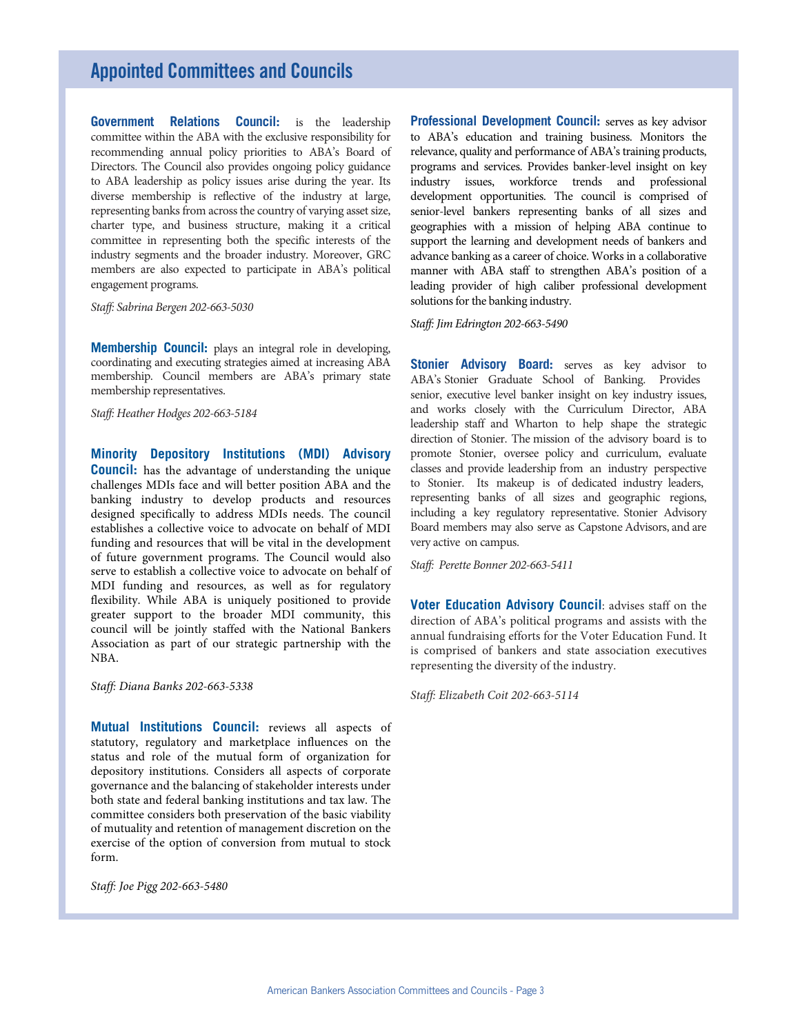## Appointed Committees and Councils

**Government Relations Council:** is the leadership committee within the ABA with the exclusive responsibility for recommending annual policy priorities to ABA's Board of Directors. The Council also provides ongoing policy guidance to ABA leadership as policy issues arise during the year. Its diverse membership is reflective of the industry at large, representing banks from across the country of varying asset size, charter type, and business structure, making it a critical committee in representing both the specific interests of the industry segments and the broader industry. Moreover, GRC members are also expected to participate in ABA's political engagement programs.

*Staff: Sabrina Bergen 202-663-5030*

**Membership Council:** plays an integral role in developing, coordinating and executing strategies aimed at increasing ABA membership. Council members are ABA's primary state membership representatives.

*Staff: Heather Hodges 202-663-5184*

**Minority Depository Institutions (MDI) Advisory Council:** has the advantage of understanding the unique challenges MDIs face and will better position ABA and the banking industry to develop products and resources designed specifically to address MDIs needs. The council establishes a collective voice to advocate on behalf of MDI funding and resources that will be vital in the development of future government programs. The Council would also serve to establish a collective voice to advocate on behalf of MDI funding and resources, as well as for regulatory flexibility. While ABA is uniquely positioned to provide greater support to the broader MDI community, this council will be jointly staffed with the National Bankers Association as part of our strategic partnership with the NBA.

*Staff: Diana Banks 202-663-5338*

**Mutual Institutions Council:** reviews all aspects of statutory, regulatory and marketplace influences on the status and role of the mutual form of organization for depository institutions. Considers all aspects of corporate governance and the balancing of stakeholder interests under both state and federal banking institutions and tax law. The committee considers both preservation of the basic viability of mutuality and retention of management discretion on the exercise of the option of conversion from mutual to stock form.

*Staff: Joe Pigg 202-663-5480*

**Professional Development Council:** serves as key advisor to ABA's education and training business. Monitors the relevance, quality and performance of ABA's training products, programs and services. Provides banker-level insight on key industry issues, workforce trends and professional development opportunities. The council is comprised of senior-level bankers representing banks of all sizes and geographies with a mission of helping ABA continue to support the learning and development needs of bankers and advance banking as a career of choice. Works in a collaborative manner with ABA staff to strengthen ABA's position of a leading provider of high caliber professional development solutions for the banking industry.

*Staff: Jim Edrington 202-663-5490*

**Stonier Advisory Board:** serves as key advisor to ABA's Stonier Graduate School of Banking. Provides senior, executive level banker insight on key industry issues, and works closely with the Curriculum Director, ABA leadership staff and Wharton to help shape the strategic direction of Stonier. The mission of the advisory board is to promote Stonier, oversee policy and curriculum, evaluate classes and provide leadership from an industry perspective to Stonier. Its makeup is of dedicated industry leaders, representing banks of all sizes and geographic regions, including a key regulatory representative. Stonier Advisory Board members may also serve as Capstone Advisors, and are very active on campus.

*Staff: Perette Bonner 202-663-5411*

**Voter Education Advisory Council**: advises staff on the direction of ABA's political programs and assists with the annual fundraising efforts for the Voter Education Fund. It is comprised of bankers and state association executives representing the diversity of the industry.

*Staff: Elizabeth Coit 202-663-5114*